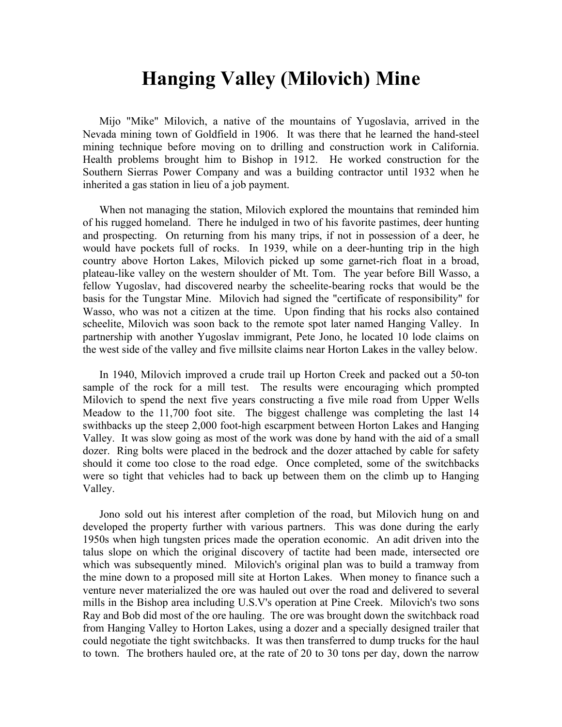# Hanging Valley (Milovich) Mine

Mijo "Mike" Milovich, a native of the mountains of Yugoslavia, arrived in the Nevada mining town of Goldfield in 1906. It was there that he learned the hand-steel mining technique before moving on to drilling and construction work in California. Health problems brought him to Bishop in 1912. He worked construction for the Southern Sierras Power Company and was a building contractor until 1932 when he inherited a gas station in lieu of a job payment.

When not managing the station, Milovich explored the mountains that reminded him of his rugged homeland. There he indulged in two of his favorite pastimes, deer hunting and prospecting. On returning from his many trips, if not in possession of a deer, he would have pockets full of rocks. In 1939, while on a deer-hunting trip in the high country above Horton Lakes, Milovich picked up some garnet-rich float in a broad, plateau-like valley on the western shoulder of Mt. Tom. The year before Bill Wasso, a fellow Yugoslav, had discovered nearby the scheelite-bearing rocks that would be the basis for the Tungstar Mine. Milovich had signed the "certificate of responsibility" for Wasso, who was not a citizen at the time. Upon finding that his rocks also contained scheelite, Milovich was soon back to the remote spot later named Hanging Valley. In partnership with another Yugoslav immigrant, Pete Jono, he located 10 lode claims on the west side of the valley and five millsite claims near Horton Lakes in the valley below.

In 1940, Milovich improved a crude trail up Horton Creek and packed out a 50-ton sample of the rock for a mill test. The results were encouraging which prompted Milovich to spend the next five years constructing a five mile road from Upper Wells Meadow to the 11,700 foot site. The biggest challenge was completing the last 14 swithbacks up the steep 2,000 foot-high escarpment between Horton Lakes and Hanging Valley. It was slow going as most of the work was done by hand with the aid of a small dozer. Ring bolts were placed in the bedrock and the dozer attached by cable for safety should it come too close to the road edge. Once completed, some of the switchbacks were so tight that vehicles had to back up between them on the climb up to Hanging Valley.

Jono sold out his interest after completion of the road, but Milovich hung on and developed the property further with various partners. This was done during the early 1950s when high tungsten prices made the operation economic. An adit driven into the talus slope on which the original discovery of tactite had been made, intersected ore which was subsequently mined. Milovich's original plan was to build a tramway from the mine down to a proposed mill site at Horton Lakes. When money to finance such a venture never materialized the ore was hauled out over the road and delivered to several mills in the Bishop area including U.S.V's operation at Pine Creek. Milovich's two sons Ray and Bob did most of the ore hauling. The ore was brought down the switchback road from Hanging Valley to Horton Lakes, using a dozer and a specially designed trailer that could negotiate the tight switchbacks. It was then transferred to dump trucks for the haul to town. The brothers hauled ore, at the rate of 20 to 30 tons per day, down the narrow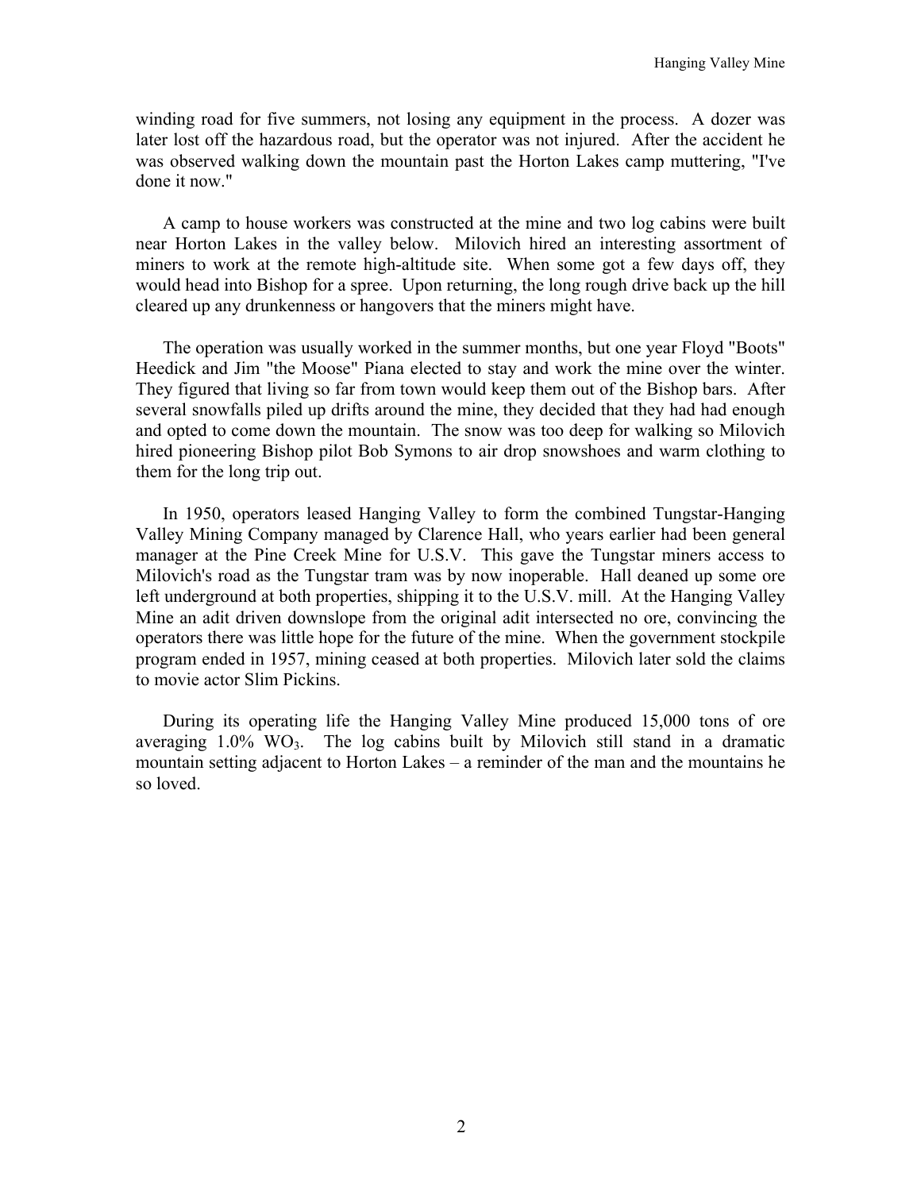winding road for five summers, not losing any equipment in the process. A dozer was later lost off the hazardous road, but the operator was not injured. After the accident he was observed walking down the mountain past the Horton Lakes camp muttering, "I've done it now."

A camp to house workers was constructed at the mine and two log cabins were built near Horton Lakes in the valley below. Milovich hired an interesting assortment of miners to work at the remote high-altitude site. When some got a few days off, they would head into Bishop for a spree. Upon returning, the long rough drive back up the hill cleared up any drunkenness or hangovers that the miners might have.

The operation was usually worked in the summer months, but one year Floyd "Boots" Heedick and Jim "the Moose" Piana elected to stay and work the mine over the winter. They figured that living so far from town would keep them out of the Bishop bars. After several snowfalls piled up drifts around the mine, they decided that they had had enough and opted to come down the mountain. The snow was too deep for walking so Milovich hired pioneering Bishop pilot Bob Symons to air drop snowshoes and warm clothing to them for the long trip out.

In 1950, operators leased Hanging Valley to form the combined Tungstar-Hanging Valley Mining Company managed by Clarence Hall, who years earlier had been general manager at the Pine Creek Mine for U.S.V. This gave the Tungstar miners access to Milovich's road as the Tungstar tram was by now inoperable. Hall deaned up some ore left underground at both properties, shipping it to the U.S.V. mill. At the Hanging Valley Mine an adit driven downslope from the original adit intersected no ore, convincing the operators there was little hope for the future of the mine. When the government stockpile program ended in 1957, mining ceased at both properties. Milovich later sold the claims to movie actor Slim Pickins.

During its operating life the Hanging Valley Mine produced 15,000 tons of ore averaging 1.0% $WO_3$. The log cabins built by Milovich still stand in a dramatic mountain setting adjacent to Horton Lakes – a reminder of the man and the mountains he so loved.